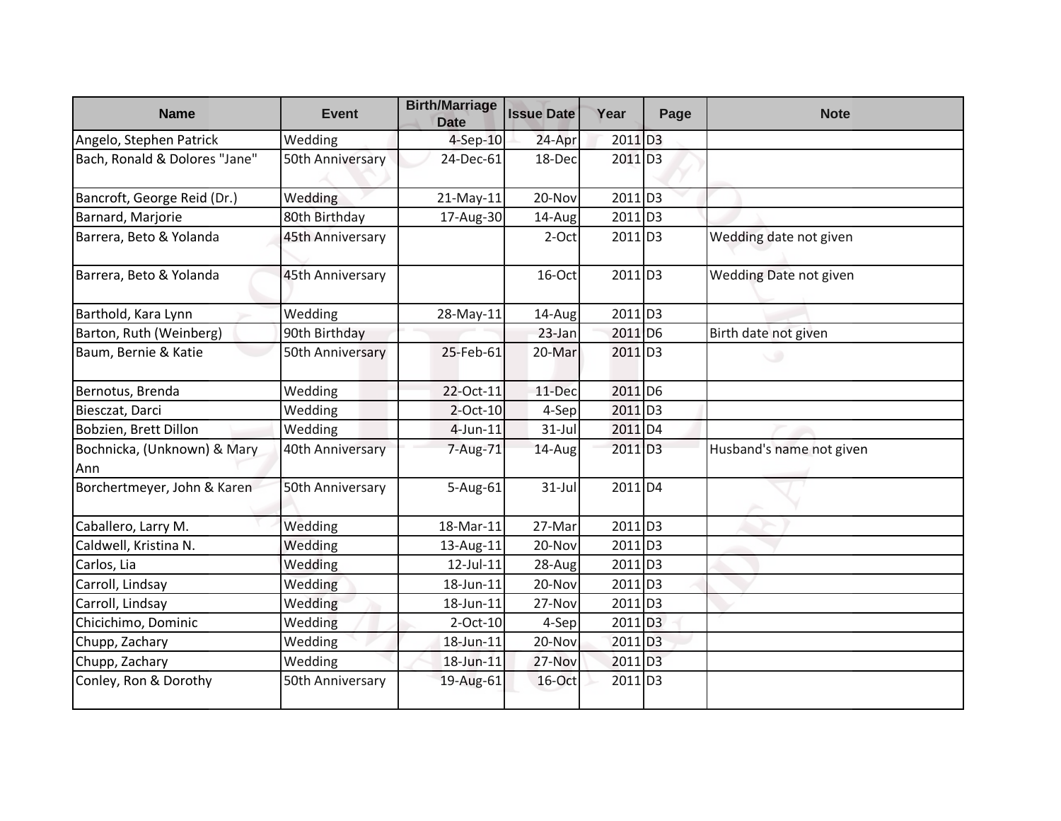| Name | Event | Birth/Marriage Date | Issue Date | Year | Page | Note |
|---|---|---|---|---|---|---|
| Angelo, Stephen Patrick | Wedding | 4-Sep-10 | 24-Apr | 2011 | D3 | |
| Bach, Ronald & Dolores "Jane" | 50th Anniversary | 24-Dec-61 | 18-Dec | 2011 | D3 | |
| Bancroft, George Reid (Dr.) | Wedding | 21-May-11 | 20-Nov | 2011 | D3 | |
| Barnard, Marjorie | 80th Birthday | 17-Aug-30 | 14-Aug | 2011 | D3 | |
| Barrera, Beto & Yolanda | 45th Anniversary | | 2-Oct | 2011 | D3 | Wedding date not given |
| Barrera, Beto & Yolanda | 45th Anniversary | | 16-Oct | 2011 | D3 | Wedding Date not given |
| Barthold, Kara Lynn | Wedding | 28-May-11 | 14-Aug | 2011 | D3 | |
| Barton, Ruth (Weinberg) | 90th Birthday | | 23-Jan | 2011 | D6 | Birth date not given |
| Baum, Bernie & Katie | 50th Anniversary | 25-Feb-61 | 20-Mar | 2011 | D3 | |
| Bernotus, Brenda | Wedding | 22-Oct-11 | 11-Dec | 2011 | D6 | |
| Biesczat, Darci | Wedding | 2-Oct-10 | 4-Sep | 2011 | D3 | |
| Bobzien, Brett Dillon | Wedding | 4-Jun-11 | 31-Jul | 2011 | D4 | |
| Bochnicka, (Unknown) & Mary Ann | 40th Anniversary | 7-Aug-71 | 14-Aug | 2011 | D3 | Husband's name not given |
| Borchertmeyer, John & Karen | 50th Anniversary | 5-Aug-61 | 31-Jul | 2011 | D4 | |
| Caballero, Larry M. | Wedding | 18-Mar-11 | 27-Mar | 2011 | D3 | |
| Caldwell, Kristina N. | Wedding | 13-Aug-11 | 20-Nov | 2011 | D3 | |
| Carlos, Lia | Wedding | 12-Jul-11 | 28-Aug | 2011 | D3 | |
| Carroll, Lindsay | Wedding | 18-Jun-11 | 20-Nov | 2011 | D3 | |
| Carroll, Lindsay | Wedding | 18-Jun-11 | 27-Nov | 2011 | D3 | |
| Chicichimo, Dominic | Wedding | 2-Oct-10 | 4-Sep | 2011 | D3 | |
| Chupp, Zachary | Wedding | 18-Jun-11 | 20-Nov | 2011 | D3 | |
| Chupp, Zachary | Wedding | 18-Jun-11 | 27-Nov | 2011 | D3 | |
| Conley, Ron & Dorothy | 50th Anniversary | 19-Aug-61 | 16-Oct | 2011 | D3 | |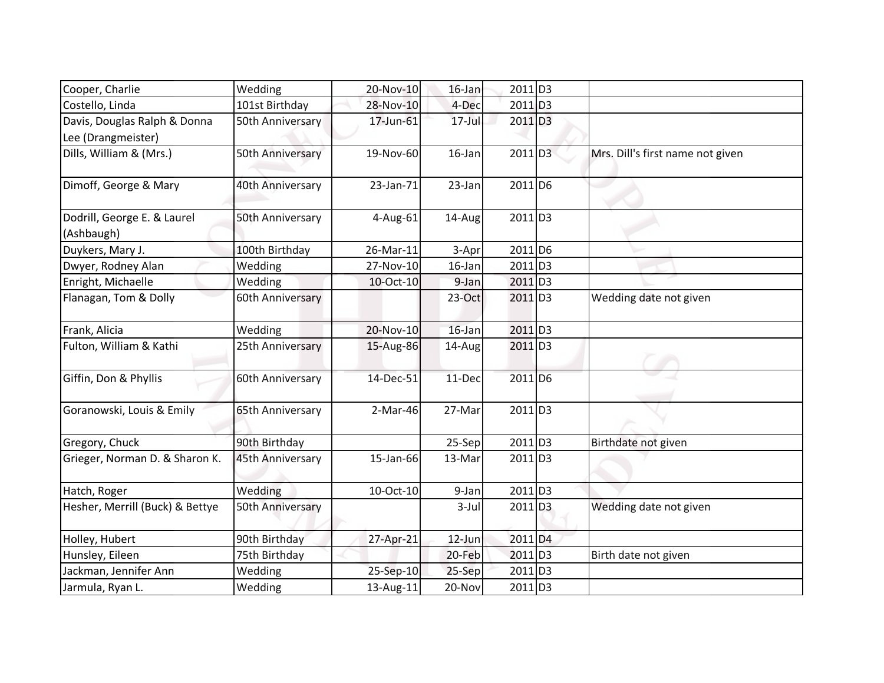| Cooper, Charlie | Wedding | 20-Nov-10 | 16-Jan | 2011 | D3 | |
|---|---|---|---|---|---|---|
| Costello, Linda | 101st Birthday | 28-Nov-10 | 4-Dec | 2011 | D3 | |
| Davis, Douglas Ralph & Donna Lee (Drangmeister) | 50th Anniversary | 17-Jun-61 | 17-Jul | 2011 | D3 | |
| Dills, William & (Mrs.) | 50th Anniversary | 19-Nov-60 | 16-Jan | 2011 | D3 | Mrs. Dill's first name not given |
| Dimoff, George & Mary | 40th Anniversary | 23-Jan-71 | 23-Jan | 2011 | D6 | |
| Dodrill, George E. & Laurel (Ashbaugh) | 50th Anniversary | 4-Aug-61 | 14-Aug | 2011 | D3 | |
| Duykers, Mary J. | 100th Birthday | 26-Mar-11 | 3-Apr | 2011 | D6 | |
| Dwyer, Rodney Alan | Wedding | 27-Nov-10 | 16-Jan | 2011 | D3 | |
| Enright, Michaelle | Wedding | 10-Oct-10 | 9-Jan | 2011 | D3 | |
| Flanagan, Tom & Dolly | 60th Anniversary | | 23-Oct | 2011 | D3 | Wedding date not given |
| Frank, Alicia | Wedding | 20-Nov-10 | 16-Jan | 2011 | D3 | |
| Fulton, William & Kathi | 25th Anniversary | 15-Aug-86 | 14-Aug | 2011 | D3 | |
| Giffin, Don & Phyllis | 60th Anniversary | 14-Dec-51 | 11-Dec | 2011 | D6 | |
| Goranowski, Louis & Emily | 65th Anniversary | 2-Mar-46 | 27-Mar | 2011 | D3 | |
| Gregory, Chuck | 90th Birthday | | 25-Sep | 2011 | D3 | Birthdate not given |
| Grieger, Norman D. & Sharon K. | 45th Anniversary | 15-Jan-66 | 13-Mar | 2011 | D3 | |
| Hatch, Roger | Wedding | 10-Oct-10 | 9-Jan | 2011 | D3 | |
| Hesher, Merrill (Buck) & Bettye | 50th Anniversary | | 3-Jul | 2011 | D3 | Wedding date not given |
| Holley, Hubert | 90th Birthday | 27-Apr-21 | 12-Jun | 2011 | D4 | |
| Hunsley, Eileen | 75th Birthday | | 20-Feb | 2011 | D3 | Birth date not given |
| Jackman, Jennifer Ann | Wedding | 25-Sep-10 | 25-Sep | 2011 | D3 | |
| Jarmula, Ryan L. | Wedding | 13-Aug-11 | 20-Nov | 2011 | D3 | |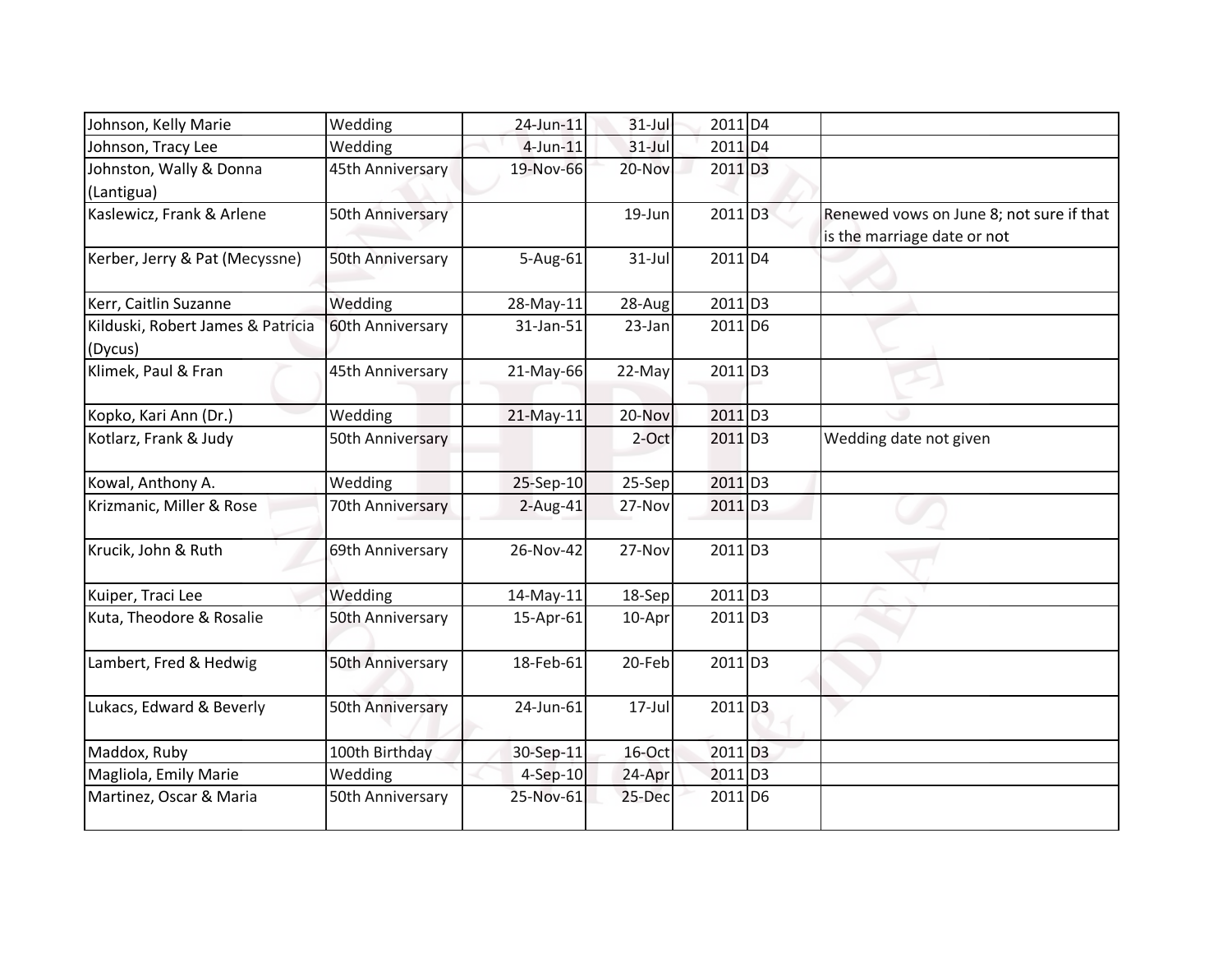| | | | | | | |
|---|---|---|---|---|---|---|
| Johnson, Kelly Marie | Wedding | 24-Jun-11 | 31-Jul | 2011 | D4 | |
| Johnson, Tracy Lee | Wedding | 4-Jun-11 | 31-Jul | 2011 | D4 | |
| Johnston, Wally & Donna (Lantigua) | 45th Anniversary | 19-Nov-66 | 20-Nov | 2011 | D3 | |
| Kaslewicz, Frank & Arlene | 50th Anniversary | | 19-Jun | 2011 | D3 | Renewed vows on June 8; not sure if that is the marriage date or not |
| Kerber, Jerry & Pat (Mecyssne) | 50th Anniversary | 5-Aug-61 | 31-Jul | 2011 | D4 | |
| Kerr, Caitlin Suzanne | Wedding | 28-May-11 | 28-Aug | 2011 | D3 | |
| Kilduski, Robert James & Patricia (Dycus) | 60th Anniversary | 31-Jan-51 | 23-Jan | 2011 | D6 | |
| Klimek, Paul & Fran | 45th Anniversary | 21-May-66 | 22-May | 2011 | D3 | |
| Kopko, Kari Ann (Dr.) | Wedding | 21-May-11 | 20-Nov | 2011 | D3 | |
| Kotlarz, Frank & Judy | 50th Anniversary | | 2-Oct | 2011 | D3 | Wedding date not given |
| Kowal, Anthony A. | Wedding | 25-Sep-10 | 25-Sep | 2011 | D3 | |
| Krizmanic, Miller & Rose | 70th Anniversary | 2-Aug-41 | 27-Nov | 2011 | D3 | |
| Krucik, John & Ruth | 69th Anniversary | 26-Nov-42 | 27-Nov | 2011 | D3 | |
| Kuiper, Traci Lee | Wedding | 14-May-11 | 18-Sep | 2011 | D3 | |
| Kuta, Theodore & Rosalie | 50th Anniversary | 15-Apr-61 | 10-Apr | 2011 | D3 | |
| Lambert, Fred & Hedwig | 50th Anniversary | 18-Feb-61 | 20-Feb | 2011 | D3 | |
| Lukacs, Edward & Beverly | 50th Anniversary | 24-Jun-61 | 17-Jul | 2011 | D3 | |
| Maddox, Ruby | 100th Birthday | 30-Sep-11 | 16-Oct | 2011 | D3 | |
| Magliola, Emily Marie | Wedding | 4-Sep-10 | 24-Apr | 2011 | D3 | |
| Martinez, Oscar & Maria | 50th Anniversary | 25-Nov-61 | 25-Dec | 2011 | D6 | |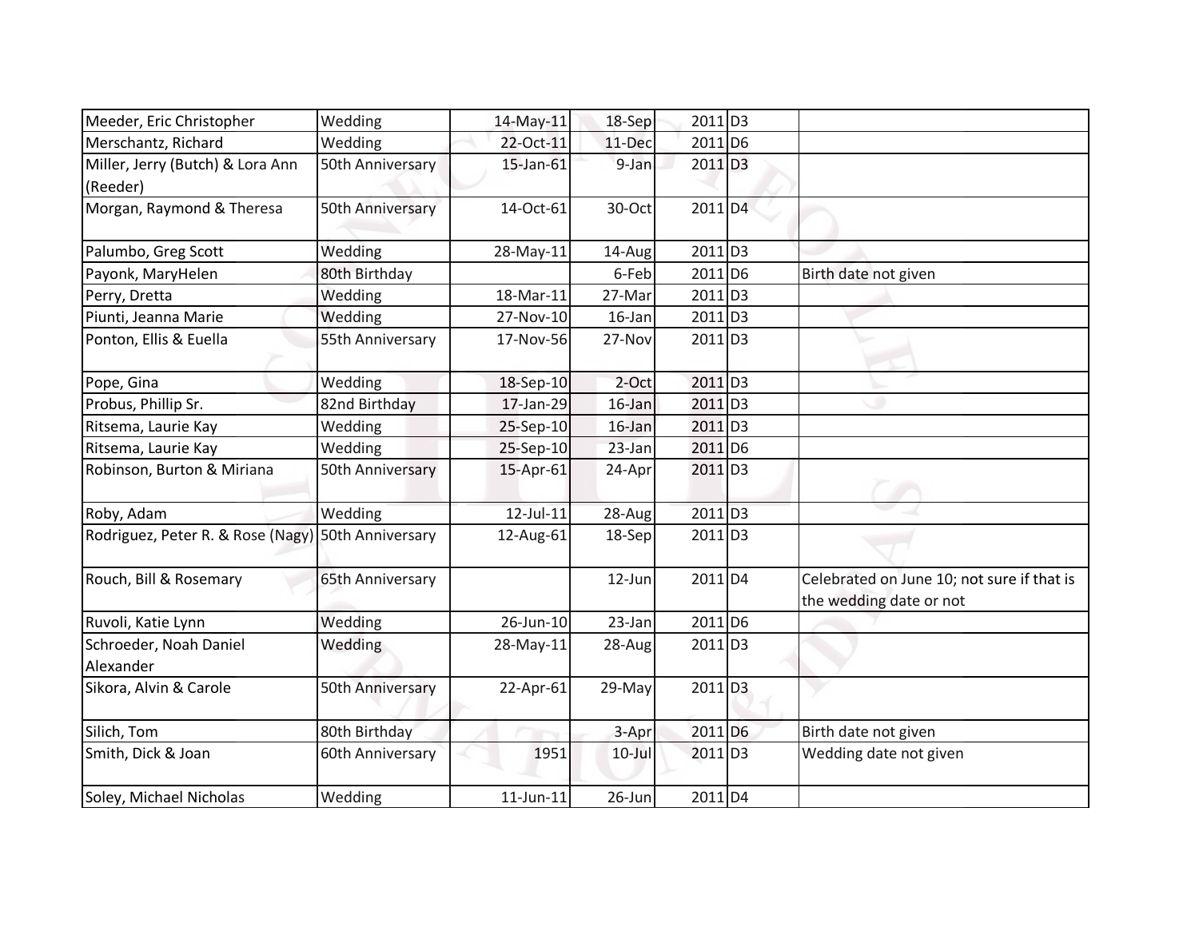| | | | | | | | |
|---|---|---|---|---|---|---|---|
| Meeder, Eric Christopher | Wedding | 14-May-11 | 18-Sep | 2011 | D3 | | |
| Merschantz, Richard | Wedding | 22-Oct-11 | 11-Dec | 2011 | D6 | | |
| Miller, Jerry (Butch) & Lora Ann (Reeder) | 50th Anniversary | 15-Jan-61 | 9-Jan | 2011 | D3 | | |
| Morgan, Raymond & Theresa | 50th Anniversary | 14-Oct-61 | 30-Oct | 2011 | D4 | | |
| Palumbo, Greg Scott | Wedding | 28-May-11 | 14-Aug | 2011 | D3 | | |
| Payonk, MaryHelen | 80th Birthday | | 6-Feb | 2011 | D6 | | Birth date not given |
| Perry, Dretta | Wedding | 18-Mar-11 | 27-Mar | 2011 | D3 | | |
| Piunti, Jeanna Marie | Wedding | 27-Nov-10 | 16-Jan | 2011 | D3 | | |
| Ponton, Ellis & Euella | 55th Anniversary | 17-Nov-56 | 27-Nov | 2011 | D3 | | |
| Pope, Gina | Wedding | 18-Sep-10 | 2-Oct | 2011 | D3 | | |
| Probus, Phillip Sr. | 82nd Birthday | 17-Jan-29 | 16-Jan | 2011 | D3 | | |
| Ritsema, Laurie Kay | Wedding | 25-Sep-10 | 16-Jan | 2011 | D3 | | |
| Ritsema, Laurie Kay | Wedding | 25-Sep-10 | 23-Jan | 2011 | D6 | | |
| Robinson, Burton & Miriana | 50th Anniversary | 15-Apr-61 | 24-Apr | 2011 | D3 | | |
| Roby, Adam | Wedding | 12-Jul-11 | 28-Aug | 2011 | D3 | | |
| Rodriguez, Peter R. & Rose (Nagy) | 50th Anniversary | 12-Aug-61 | 18-Sep | 2011 | D3 | | |
| Rouch, Bill & Rosemary | 65th Anniversary | | 12-Jun | 2011 | D4 | | Celebrated on June 10; not sure if that is the wedding date or not |
| Ruvoli, Katie Lynn | Wedding | 26-Jun-10 | 23-Jan | 2011 | D6 | | |
| Schroeder, Noah Daniel Alexander | Wedding | 28-May-11 | 28-Aug | 2011 | D3 | | |
| Sikora, Alvin & Carole | 50th Anniversary | 22-Apr-61 | 29-May | 2011 | D3 | | |
| Silich, Tom | 80th Birthday | | 3-Apr | 2011 | D6 | | Birth date not given |
| Smith, Dick & Joan | 60th Anniversary | 1951 | 10-Jul | 2011 | D3 | | Wedding date not given |
| Soley, Michael Nicholas | Wedding | 11-Jun-11 | 26-Jun | 2011 | D4 | | |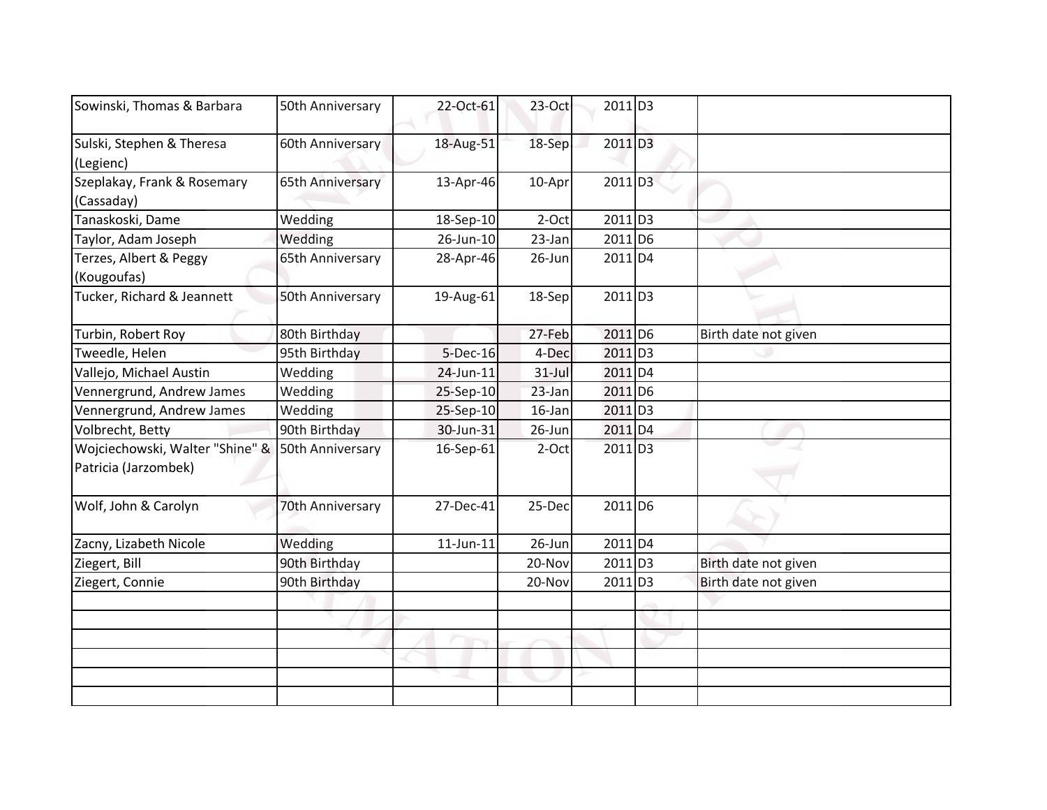| | | | | | | |
|---|---|---|---|---|---|---|
| Sowinski, Thomas & Barbara | 50th Anniversary | 22-Oct-61 | 23-Oct | 2011 | D3 | |
| Sulski, Stephen & Theresa (Legienc) | 60th Anniversary | 18-Aug-51 | 18-Sep | 2011 | D3 | |
| Szeplakay, Frank & Rosemary (Cassaday) | 65th Anniversary | 13-Apr-46 | 10-Apr | 2011 | D3 | |
| Tanaskoski, Dame | Wedding | 18-Sep-10 | 2-Oct | 2011 | D3 | |
| Taylor, Adam Joseph | Wedding | 26-Jun-10 | 23-Jan | 2011 | D6 | |
| Terzes, Albert & Peggy (Kougoufas) | 65th Anniversary | 28-Apr-46 | 26-Jun | 2011 | D4 | |
| Tucker, Richard & Jeannett | 50th Anniversary | 19-Aug-61 | 18-Sep | 2011 | D3 | |
| Turbin, Robert Roy | 80th Birthday | | 27-Feb | 2011 | D6 | Birth date not given |
| Tweedle, Helen | 95th Birthday | 5-Dec-16 | 4-Dec | 2011 | D3 | |
| Vallejo, Michael Austin | Wedding | 24-Jun-11 | 31-Jul | 2011 | D4 | |
| Vennergrund, Andrew James | Wedding | 25-Sep-10 | 23-Jan | 2011 | D6 | |
| Vennergrund, Andrew James | Wedding | 25-Sep-10 | 16-Jan | 2011 | D3 | |
| Volbrecht, Betty | 90th Birthday | 30-Jun-31 | 26-Jun | 2011 | D4 | |
| Wojciechowski, Walter "Shine" & Patricia (Jarzombek) | 50th Anniversary | 16-Sep-61 | 2-Oct | 2011 | D3 | |
| Wolf, John & Carolyn | 70th Anniversary | 27-Dec-41 | 25-Dec | 2011 | D6 | |
| Zacny, Lizabeth Nicole | Wedding | 11-Jun-11 | 26-Jun | 2011 | D4 | |
| Ziegert, Bill | 90th Birthday | | 20-Nov | 2011 | D3 | Birth date not given |
| Ziegert, Connie | 90th Birthday | | 20-Nov | 2011 | D3 | Birth date not given |
| | | | | | | |
| | | | | | | |
| | | | | | | |
| | | | | | | |
| | | | | | | |
| | | | | | | |